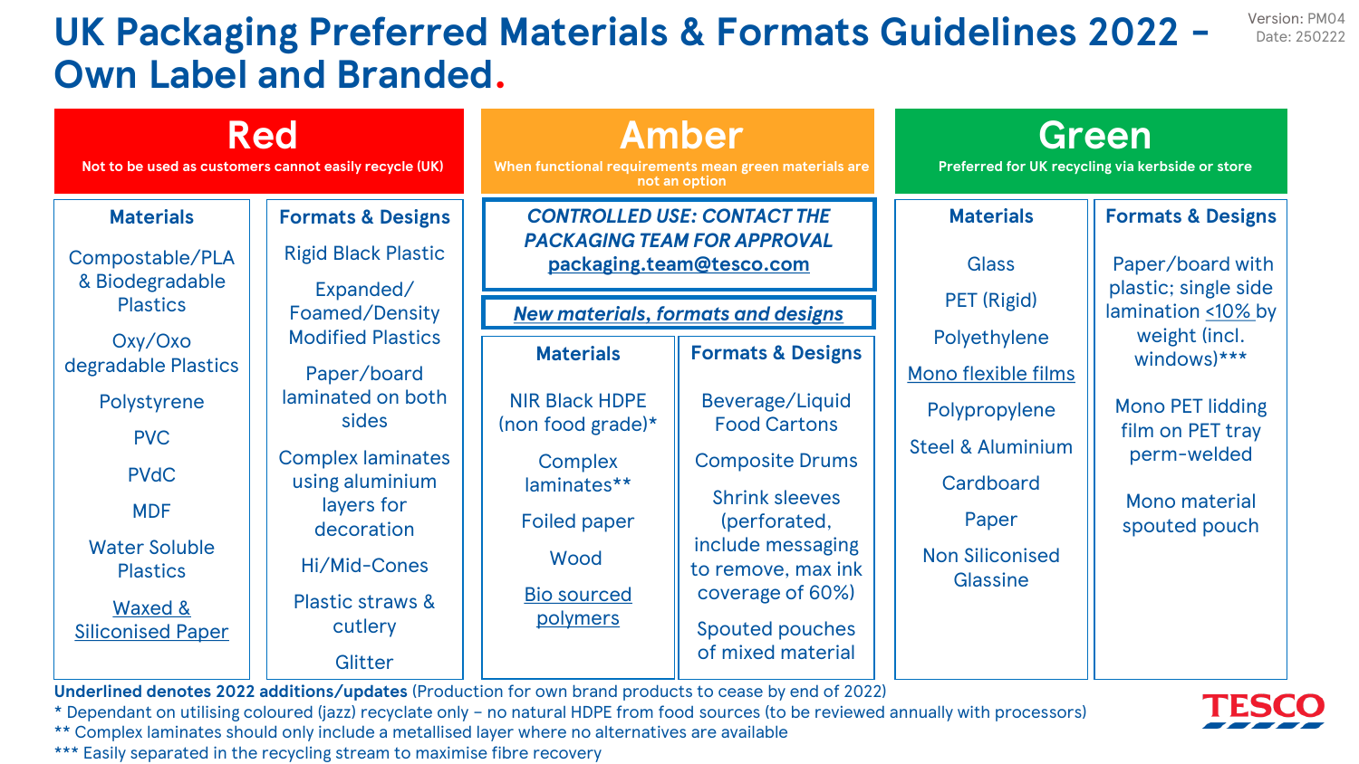# UK Packaging Preferred Materials & Formats Guidelines 2022 – Own Label and Branded.

Version: PM04
Date: 250222

## Red

Not to be used as customers cannot easily recycle (UK)

### Materials

- Compostable/PLA & Biodegradable Plastics
- Oxy/Oxo degradable Plastics
- Polystyrene
- PVC
- PVdC
- MDF
- Water Soluble Plastics
- <u>Waxed & Siliconised Paper</u>

### Formats & Designs

- Rigid Black Plastic
- Expanded/ Foamed/Density Modified Plastics
- Paper/board laminated on both sides
- Complex laminates using aluminium layers for decoration
- Hi/Mid-Cones
- Plastic straws & cutlery
- Glitter

## Amber

When functional requirements mean green materials are not an option

***CONTROLLED USE: CONTACT THE PACKAGING TEAM FOR APPROVAL***
***<u>packaging.team@tesco.com</u>***

***<u>New materials, formats and designs</u>***

### Materials

- NIR Black HDPE (non food grade)*
- Complex laminates**
- Foiled paper
- Wood
- <u>Bio sourced polymers</u>

### Formats & Designs

- Beverage/Liquid Food Cartons
- Composite Drums
- Shrink sleeves (perforated, include messaging to remove, max ink coverage of 60%)
- Spouted pouches of mixed material

## Green

Preferred for UK recycling via kerbside or store

### Materials

- Glass
- PET (Rigid)
- Polyethylene
- <u>Mono flexible films</u>
- Polypropylene
- Steel & Aluminium
- Cardboard
- Paper
- Non Siliconised Glassine

### Formats & Designs

- Paper/board with plastic; single side lamination <u><10%</u> by weight (incl. windows)***
- Mono PET lidding film on PET tray perm-welded
- Mono material spouted pouch

**Underlined denotes 2022 additions/updates** (Production for own brand products to cease by end of 2022)

* Dependant on utilising coloured (jazz) recyclate only – no natural HDPE from food sources (to be reviewed annually with processors)

** Complex laminates should only include a metallised layer where no alternatives are available

*** Easily separated in the recycling stream to maximise fibre recovery

TESCO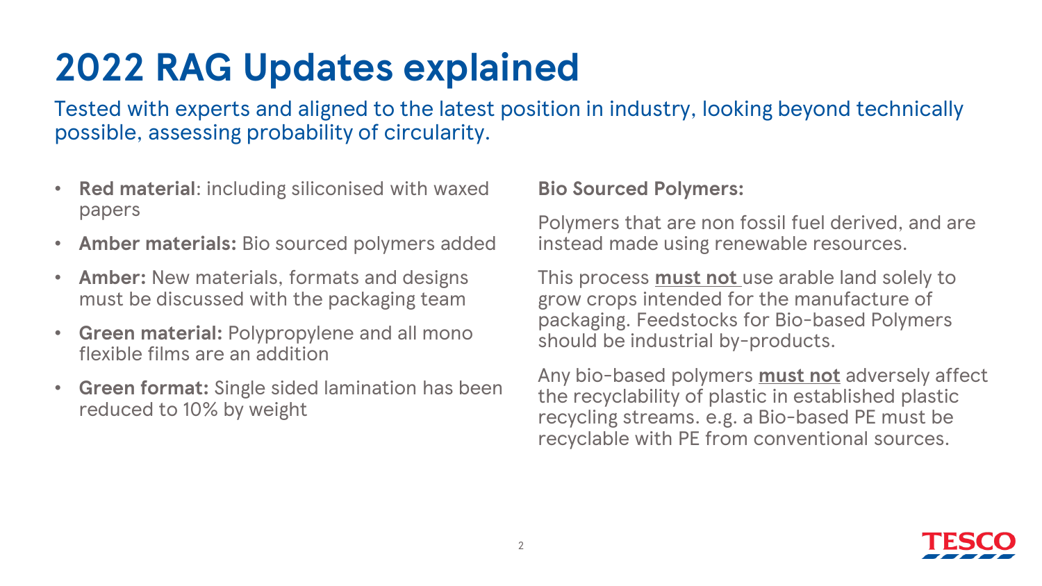# 2022 RAG Updates explained

Tested with experts and aligned to the latest position in industry, looking beyond technically possible, assessing probability of circularity.

- **Red material**: including siliconised with waxed papers
- **Amber materials:** Bio sourced polymers added
- **Amber:** New materials, formats and designs must be discussed with the packaging team
- **Green material:** Polypropylene and all mono flexible films are an addition
- **Green format:** Single sided lamination has been reduced to 10% by weight

**Bio Sourced Polymers:**

Polymers that are non fossil fuel derived, and are instead made using renewable resources.

This process **must not** use arable land solely to grow crops intended for the manufacture of packaging. Feedstocks for Bio-based Polymers should be industrial by-products.

Any bio-based polymers **must not** adversely affect the recyclability of plastic in established plastic recycling streams. e.g. a Bio-based PE must be recyclable with PE from conventional sources.

TESCO